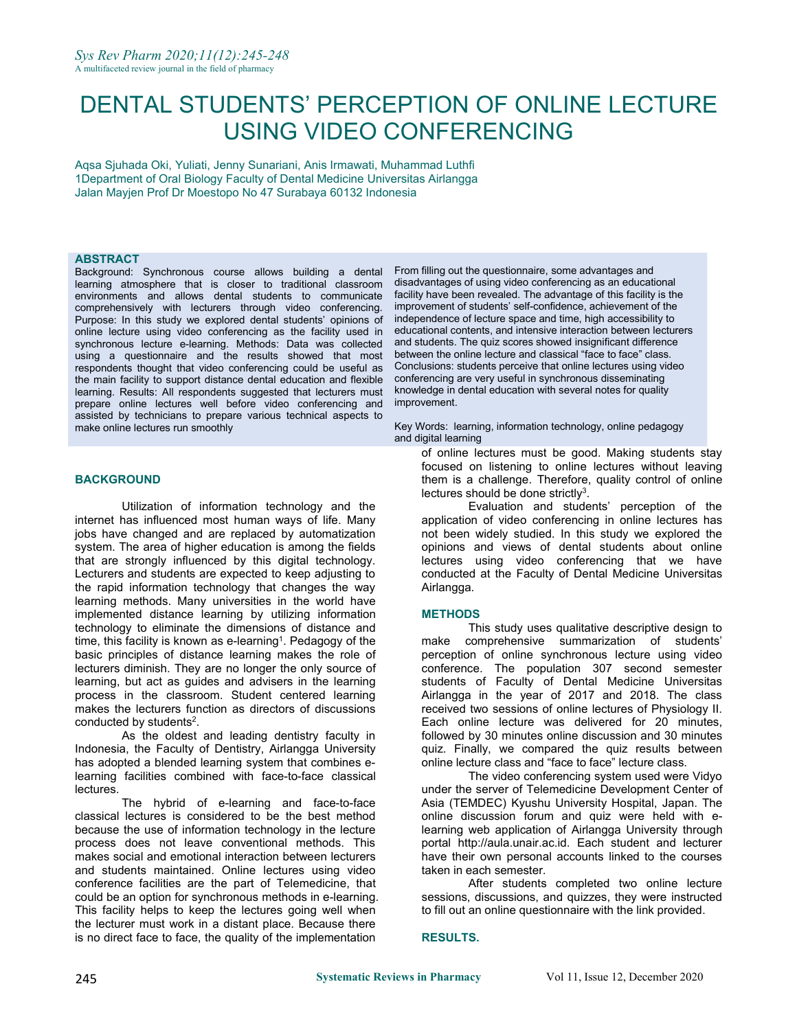# DENTAL STUDENTS' PERCEPTION OF ONLINE LECTURE USING VIDEO CONFERENCING

Aqsa Sjuhada Oki, Yuliati, Jenny Sunariani, Anis Irmawati, Muhammad Luthfi
1Department of Oral Biology Faculty of Dental Medicine Universitas Airlangga
Jalan Mayjen Prof Dr Moestopo No 47 Surabaya 60132 Indonesia

## ABSTRACT

Background: Synchronous course allows building a dental learning atmosphere that is closer to traditional classroom environments and allows dental students to communicate comprehensively with lecturers through video conferencing. Purpose: In this study we explored dental students' opinions of online lecture using video conferencing as the facility used in synchronous lecture e-learning. Methods: Data was collected using a questionnaire and the results showed that most respondents thought that video conferencing could be useful as the main facility to support distance dental education and flexible learning. Results: All respondents suggested that lecturers must prepare online lectures well before video conferencing and assisted by technicians to prepare various technical aspects to make online lectures run smoothly

From filling out the questionnaire, some advantages and disadvantages of using video conferencing as an educational facility have been revealed. The advantage of this facility is the improvement of students' self-confidence, achievement of the independence of lecture space and time, high accessibility to educational contents, and intensive interaction between lecturers and students. The quiz scores showed insignificant difference between the online lecture and classical "face to face" class. Conclusions: students perceive that online lectures using video conferencing are very useful in synchronous disseminating knowledge in dental education with several notes for quality improvement.

Key Words: learning, information technology, online pedagogy and digital learning

## BACKGROUND

Utilization of information technology and the internet has influenced most human ways of life. Many jobs have changed and are replaced by automatization system. The area of higher education is among the fields that are strongly influenced by this digital technology. Lecturers and students are expected to keep adjusting to the rapid information technology that changes the way learning methods. Many universities in the world have implemented distance learning by utilizing information technology to eliminate the dimensions of distance and time, this facility is known as e-learning[1]. Pedagogy of the basic principles of distance learning makes the role of lecturers diminish. They are no longer the only source of learning, but act as guides and advisers in the learning process in the classroom. Student centered learning makes the lecturers function as directors of discussions conducted by students[2].

As the oldest and leading dentistry faculty in Indonesia, the Faculty of Dentistry, Airlangga University has adopted a blended learning system that combines e-learning facilities combined with face-to-face classical lectures.

The hybrid of e-learning and face-to-face classical lectures is considered to be the best method because the use of information technology in the lecture process does not leave conventional methods. This makes social and emotional interaction between lecturers and students maintained. Online lectures using video conference facilities are the part of Telemedicine, that could be an option for synchronous methods in e-learning. This facility helps to keep the lectures going well when the lecturer must work in a distant place. Because there is no direct face to face, the quality of the implementation of online lectures must be good. Making students stay focused on listening to online lectures without leaving them is a challenge. Therefore, quality control of online lectures should be done strictly[3].

Evaluation and students' perception of the application of video conferencing in online lectures has not been widely studied. In this study we explored the opinions and views of dental students about online lectures using video conferencing that we have conducted at the Faculty of Dental Medicine Universitas Airlangga.

## METHODS

This study uses qualitative descriptive design to make comprehensive summarization of students' perception of online synchronous lecture using video conference. The population 307 second semester students of Faculty of Dental Medicine Universitas Airlangga in the year of 2017 and 2018. The class received two sessions of online lectures of Physiology II. Each online lecture was delivered for 20 minutes, followed by 30 minutes online discussion and 30 minutes quiz. Finally, we compared the quiz results between online lecture class and "face to face" lecture class.

The video conferencing system used were Vidyo under the server of Telemedicine Development Center of Asia (TEMDEC) Kyushu University Hospital, Japan. The online discussion forum and quiz were held with e-learning web application of Airlangga University through portal http://aula.unair.ac.id. Each student and lecturer have their own personal accounts linked to the courses taken in each semester.

After students completed two online lecture sessions, discussions, and quizzes, they were instructed to fill out an online questionnaire with the link provided.

## RESULTS.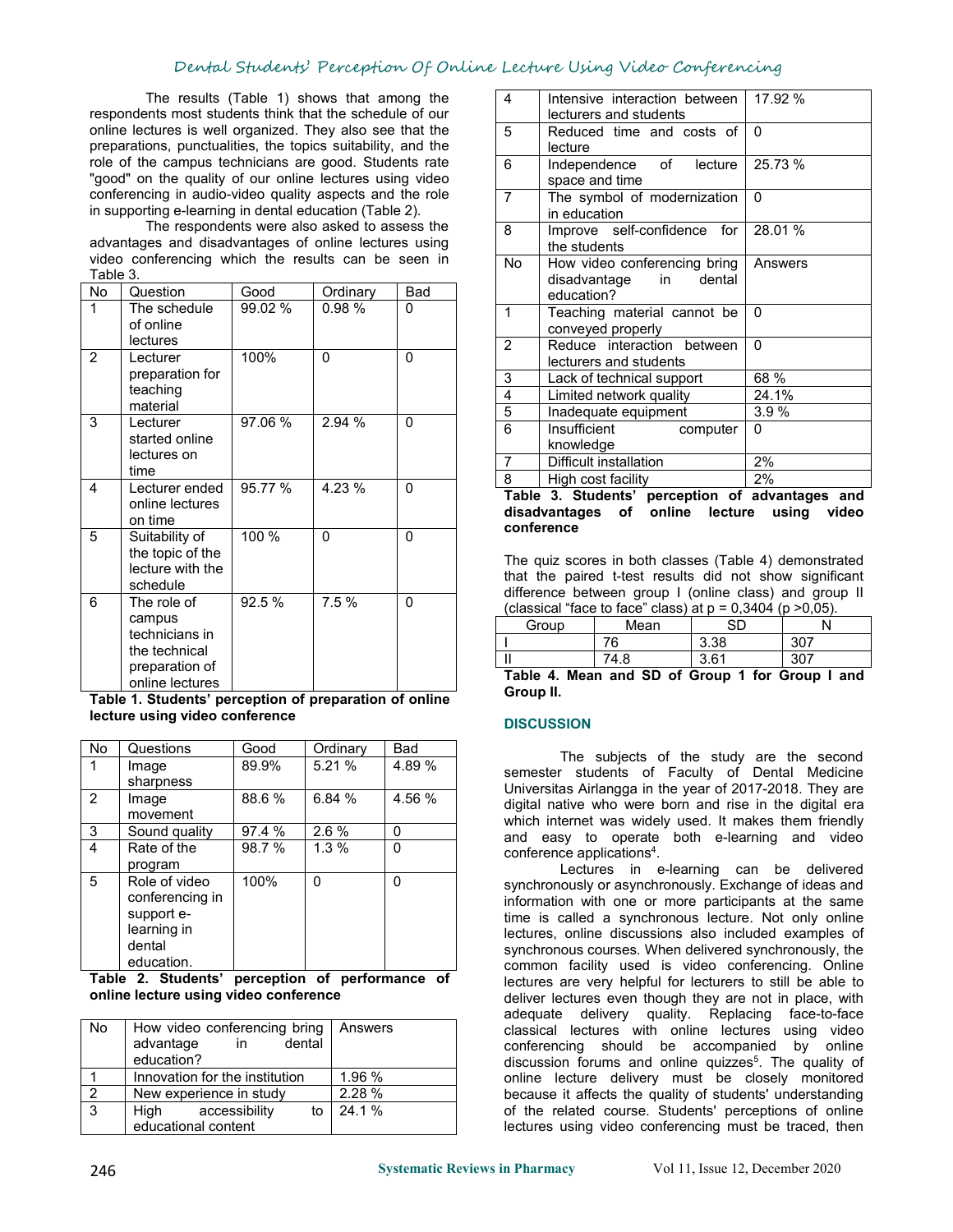The results (Table 1) shows that among the respondents most students think that the schedule of our online lectures is well organized. They also see that the preparations, punctualities, the topics suitability, and the role of the campus technicians are good. Students rate "good" on the quality of our online lectures using video conferencing in audio-video quality aspects and the role in supporting e-learning in dental education (Table 2).

The respondents were also asked to assess the advantages and disadvantages of online lectures using video conferencing which the results can be seen in Table 3.

| No | Question | Good | Ordinary | Bad |
|---|---|---|---|---|
| 1 | The schedule of online lectures | 99.02 % | 0.98 % | 0 |
| 2 | Lecturer preparation for teaching material | 100% | 0 | 0 |
| 3 | Lecturer started online lectures on time | 97.06 % | 2.94 % | 0 |
| 4 | Lecturer ended online lectures on time | 95.77 % | 4.23 % | 0 |
| 5 | Suitability of the topic of the lecture with the schedule | 100 % | 0 | 0 |
| 6 | The role of campus technicians in the technical preparation of online lectures | 92.5 % | 7.5 % | 0 |

**Table 1. Students' perception of preparation of online lecture using video conference**

| No | Questions | Good | Ordinary | Bad |
|---|---|---|---|---|
| 1 | Image sharpness | 89.9% | 5.21 % | 4.89 % |
| 2 | Image movement | 88.6 % | 6.84 % | 4.56 % |
| 3 | Sound quality | 97.4 % | 2.6 % | 0 |
| 4 | Rate of the program | 98.7 % | 1.3 % | 0 |
| 5 | Role of video conferencing in support e-learning in dental education. | 100% | 0 | 0 |

**Table 2. Students' perception of performance of online lecture using video conference**

| No | How video conferencing bring advantage in dental education? | Answers |
|---|---|---|
| 1 | Innovation for the institution | 1.96 % |
| 2 | New experience in study | 2.28 % |
| 3 | High accessibility to educational content | 24.1 % |
| 4 | Intensive interaction between lecturers and students | 17.92 % |
| 5 | Reduced time and costs of lecture | 0 |
| 6 | Independence of lecture space and time | 25.73 % |
| 7 | The symbol of modernization in education | 0 |
| 8 | Improve self-confidence for the students | 28.01 % |
| **No** | **How video conferencing bring disadvantage in dental education?** | **Answers** |
| 1 | Teaching material cannot be conveyed properly | 0 |
| 2 | Reduce interaction between lecturers and students | 0 |
| 3 | Lack of technical support | 68 % |
| 4 | Limited network quality | 24.1% |
| 5 | Inadequate equipment | 3.9 % |
| 6 | Insufficient computer knowledge | 0 |
| 7 | Difficult installation | 2% |
| 8 | High cost facility | 2% |

**Table 3. Students' perception of advantages and disadvantages of online lecture using video conference**

The quiz scores in both classes (Table 4) demonstrated that the paired t-test results did not show significant difference between group I (online class) and group II (classical "face to face" class) at p = 0,3404 (p >0,05).

| Group | Mean | SD | N |
|---|---|---|---|
| I | 76 | 3.38 | 307 |
| II | 74.8 | 3.61 | 307 |

**Table 4. Mean and SD of Group 1 for Group I and Group II.**

## DISCUSSION

The subjects of the study are the second semester students of Faculty of Dental Medicine Universitas Airlangga in the year of 2017-2018. They are digital native who were born and rise in the digital era which internet was widely used. It makes them friendly and easy to operate both e-learning and video conference applications[4].

Lectures in e-learning can be delivered synchronously or asynchronously. Exchange of ideas and information with one or more participants at the same time is called a synchronous lecture. Not only online lectures, online discussions also included examples of synchronous courses. When delivered synchronously, the common facility used is video conferencing. Online lectures are very helpful for lecturers to still be able to deliver lectures even though they are not in place, with adequate delivery quality. Replacing face-to-face classical lectures with online lectures using video conferencing should be accompanied by online discussion forums and online quizzes[5]. The quality of online lecture delivery must be closely monitored because it affects the quality of students' understanding of the related course. Students' perceptions of online lectures using video conferencing must be traced, then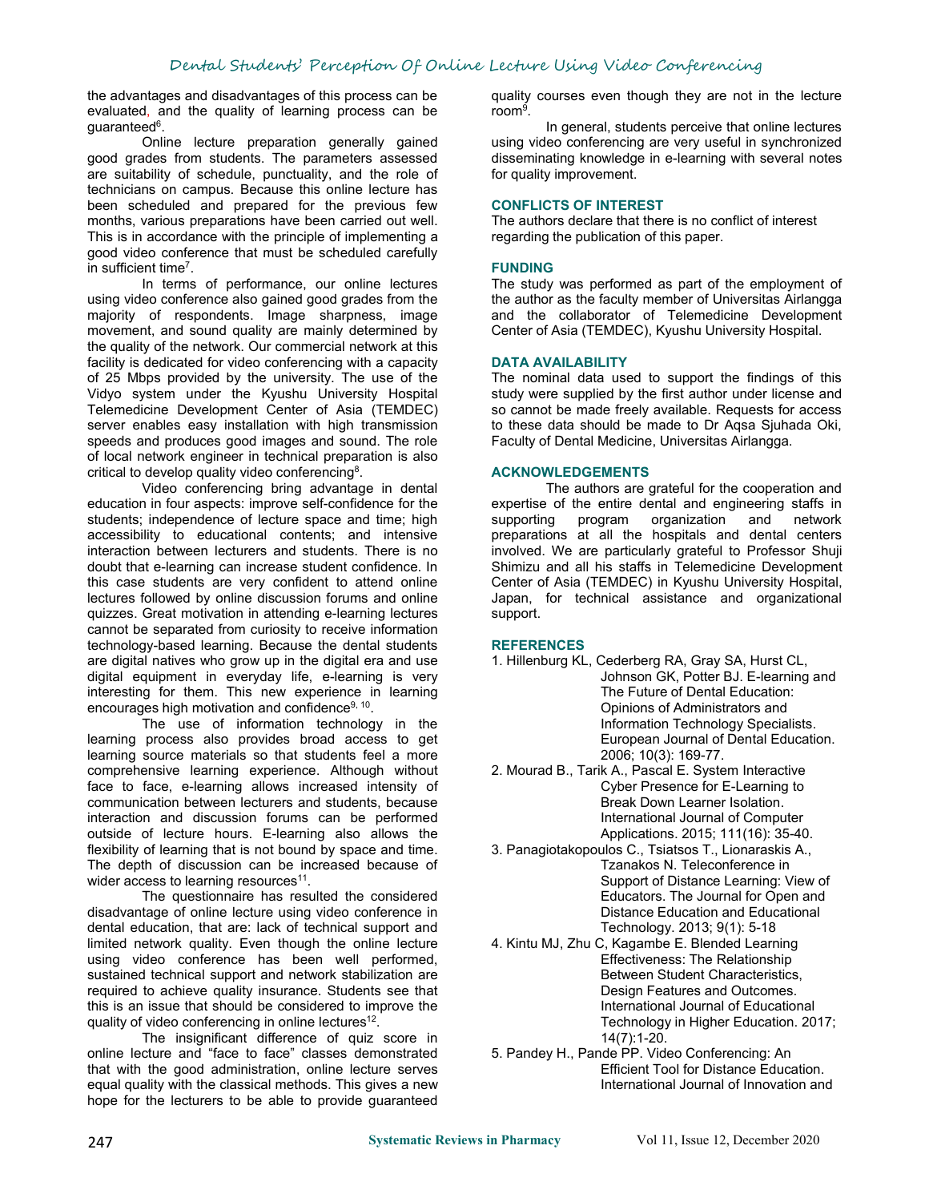the advantages and disadvantages of this process can be evaluated, and the quality of learning process can be guaranteed[6].

Online lecture preparation generally gained good grades from students. The parameters assessed are suitability of schedule, punctuality, and the role of technicians on campus. Because this online lecture has been scheduled and prepared for the previous few months, various preparations have been carried out well. This is in accordance with the principle of implementing a good video conference that must be scheduled carefully in sufficient time[7].

In terms of performance, our online lectures using video conference also gained good grades from the majority of respondents. Image sharpness, image movement, and sound quality are mainly determined by the quality of the network. Our commercial network at this facility is dedicated for video conferencing with a capacity of 25 Mbps provided by the university. The use of the Vidyo system under the Kyushu University Hospital Telemedicine Development Center of Asia (TEMDEC) server enables easy installation with high transmission speeds and produces good images and sound. The role of local network engineer in technical preparation is also critical to develop quality video conferencing[8].

Video conferencing bring advantage in dental education in four aspects: improve self-confidence for the students; independence of lecture space and time; high accessibility to educational contents; and intensive interaction between lecturers and students. There is no doubt that e-learning can increase student confidence. In this case students are very confident to attend online lectures followed by online discussion forums and online quizzes. Great motivation in attending e-learning lectures cannot be separated from curiosity to receive information technology-based learning. Because the dental students are digital natives who grow up in the digital era and use digital equipment in everyday life, e-learning is very interesting for them. This new experience in learning encourages high motivation and confidence[9, 10].

The use of information technology in the learning process also provides broad access to get learning source materials so that students feel a more comprehensive learning experience. Although without face to face, e-learning allows increased intensity of communication between lecturers and students, because interaction and discussion forums can be performed outside of lecture hours. E-learning also allows the flexibility of learning that is not bound by space and time. The depth of discussion can be increased because of wider access to learning resources[11].

The questionnaire has resulted the considered disadvantage of online lecture using video conference in dental education, that are: lack of technical support and limited network quality. Even though the online lecture using video conference has been well performed, sustained technical support and network stabilization are required to achieve quality insurance. Students see that this is an issue that should be considered to improve the quality of video conferencing in online lectures[12].

The insignificant difference of quiz score in online lecture and "face to face" classes demonstrated that with the good administration, online lecture serves equal quality with the classical methods. This gives a new hope for the lecturers to be able to provide guaranteed quality courses even though they are not in the lecture room[9].

In general, students perceive that online lectures using video conferencing are very useful in synchronized disseminating knowledge in e-learning with several notes for quality improvement.

## CONFLICTS OF INTEREST

The authors declare that there is no conflict of interest regarding the publication of this paper.

## FUNDING

The study was performed as part of the employment of the author as the faculty member of Universitas Airlangga and the collaborator of Telemedicine Development Center of Asia (TEMDEC), Kyushu University Hospital.

## DATA AVAILABILITY

The nominal data used to support the findings of this study were supplied by the first author under license and so cannot be made freely available. Requests for access to these data should be made to Dr Aqsa Sjuhada Oki, Faculty of Dental Medicine, Universitas Airlangga.

## ACKNOWLEDGEMENTS

The authors are grateful for the cooperation and expertise of the entire dental and engineering staffs in supporting program organization and network preparations at all the hospitals and dental centers involved. We are particularly grateful to Professor Shuji Shimizu and all his staffs in Telemedicine Development Center of Asia (TEMDEC) in Kyushu University Hospital, Japan, for technical assistance and organizational support.

## REFERENCES

1. Hillenburg KL, Cederberg RA, Gray SA, Hurst CL, Johnson GK, Potter BJ. E-learning and The Future of Dental Education: Opinions of Administrators and Information Technology Specialists. European Journal of Dental Education. 2006; 10(3): 169-77.
2. Mourad B., Tarik A., Pascal E. System Interactive Cyber Presence for E-Learning to Break Down Learner Isolation. International Journal of Computer Applications. 2015; 111(16): 35-40.
3. Panagiotakopoulos C., Tsiatsos T., Lionaraskis A., Tzanakos N. Teleconference in Support of Distance Learning: View of Educators. The Journal for Open and Distance Education and Educational Technology. 2013; 9(1): 5-18
4. Kintu MJ, Zhu C, Kagambe E. Blended Learning Effectiveness: The Relationship Between Student Characteristics, Design Features and Outcomes. International Journal of Educational Technology in Higher Education. 2017; 14(7):1-20.
5. Pandey H., Pande PP. Video Conferencing: An Efficient Tool for Distance Education. International Journal of Innovation and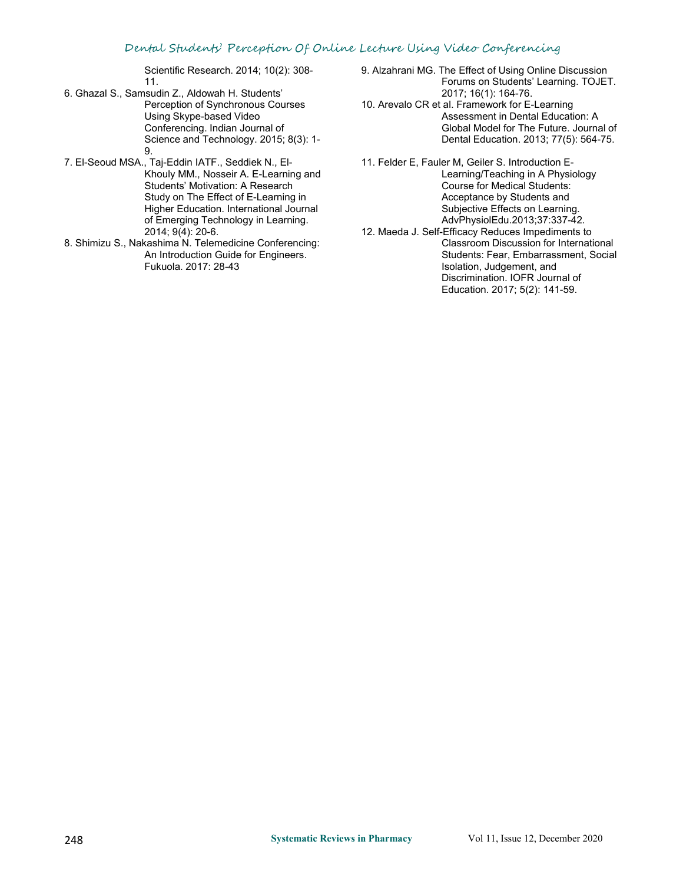Scientific Research. 2014; 10(2): 308-11.

6. Ghazal S., Samsudin Z., Aldowah H. Students' Perception of Synchronous Courses Using Skype-based Video Conferencing. Indian Journal of Science and Technology. 2015; 8(3): 1-9.
7. El-Seoud MSA., Taj-Eddin IATF., Seddiek N., El-Khouly MM., Nosseir A. E-Learning and Students' Motivation: A Research Study on The Effect of E-Learning in Higher Education. International Journal of Emerging Technology in Learning. 2014; 9(4): 20-6.
8. Shimizu S., Nakashima N. Telemedicine Conferencing: An Introduction Guide for Engineers. Fukuola. 2017: 28-43
9. Alzahrani MG. The Effect of Using Online Discussion Forums on Students' Learning. TOJET. 2017; 16(1): 164-76.
10. Arevalo CR et al. Framework for E-Learning Assessment in Dental Education: A Global Model for The Future. Journal of Dental Education. 2013; 77(5): 564-75.
11. Felder E, Fauler M, Geiler S. Introduction E-Learning/Teaching in A Physiology Course for Medical Students: Acceptance by Students and Subjective Effects on Learning. AdvPhysiolEdu.2013;37:337-42.
12. Maeda J. Self-Efficacy Reduces Impediments to Classroom Discussion for International Students: Fear, Embarrassment, Social Isolation, Judgement, and Discrimination. IOFR Journal of Education. 2017; 5(2): 141-59.